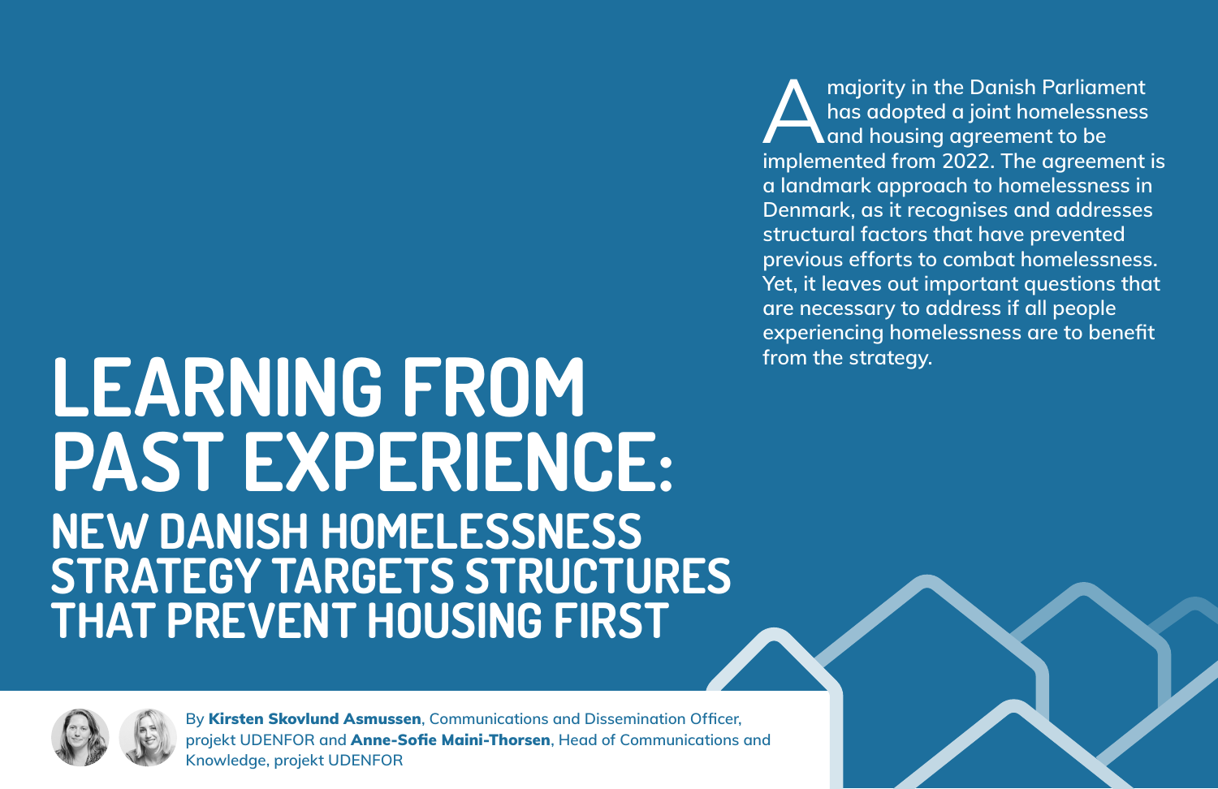# LEARNING FROM PAST EXPERIENCE:

## NEW DANISH HOMELESSNESS STRATEGY TARGETS STRUCTURES THAT PREVENT HOUSING FIRST

By **Kirsten Skovlund Asmussen**, Communications and Dissemination Officer, projekt UDENFOR and **Anne-Sofie Maini-Thorsen**, Head of Communications and Knowledge, projekt UDENFOR

A majority in the Danish Parliament has adopted a joint homelessness and housing agreement to be implemented from 2022. The agreement is a landmark approach to homelessness in Denmark, as it recognises and addresses structural factors that have prevented previous efforts to combat homelessness. Yet, it leaves out important questions that are necessary to address if all people experiencing homelessness are to benefit from the strategy.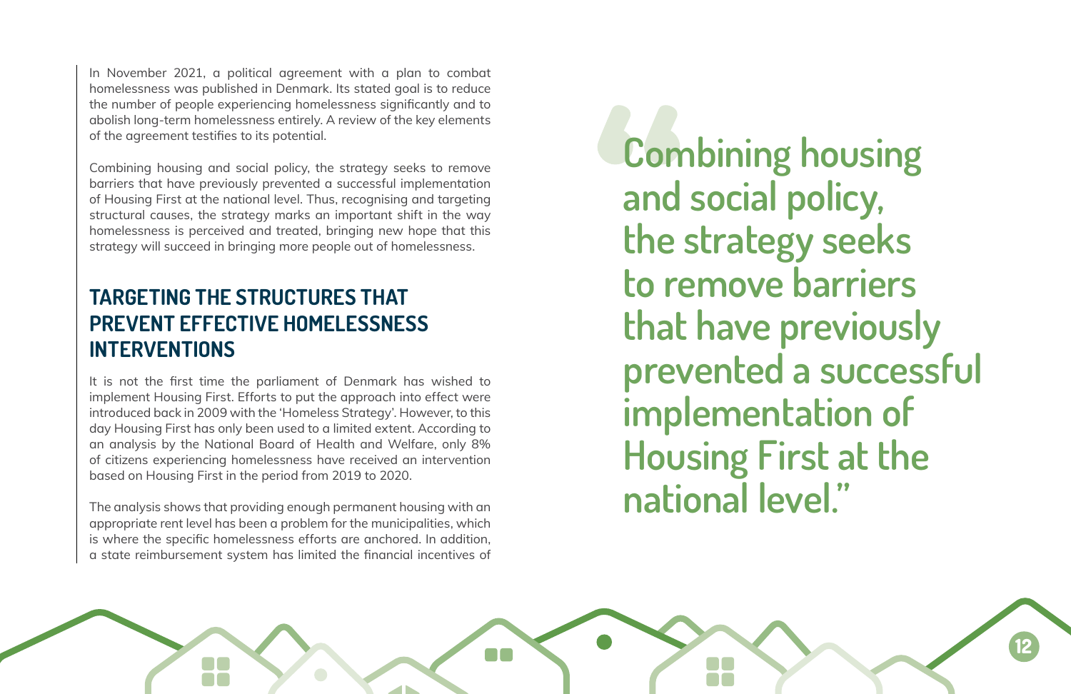In November 2021, a political agreement with a plan to combat homelessness was published in Denmark. Its stated goal is to reduce the number of people experiencing homelessness significantly and to abolish long-term homelessness entirely. A review of the key elements of the agreement testifies to its potential.

Combining housing and social policy, the strategy seeks to remove barriers that have previously prevented a successful implementation of Housing First at the national level. Thus, recognising and targeting structural causes, the strategy marks an important shift in the way homelessness is perceived and treated, bringing new hope that this strategy will succeed in bringing more people out of homelessness.

## TARGETING THE STRUCTURES THAT PREVENT EFFECTIVE HOMELESSNESS INTERVENTIONS

It is not the first time the parliament of Denmark has wished to implement Housing First. Efforts to put the approach into effect were introduced back in 2009 with the 'Homeless Strategy'. However, to this day Housing First has only been used to a limited extent. According to an analysis by the National Board of Health and Welfare, only 8% of citizens experiencing homelessness have received an intervention based on Housing First in the period from 2019 to 2020.

The analysis shows that providing enough permanent housing with an appropriate rent level has been a problem for the municipalities, which is where the specific homelessness efforts are anchored. In addition, a state reimbursement system has limited the financial incentives of

> **"Combining housing and social policy, the strategy seeks to remove barriers that have previously prevented a successful implementation of Housing First at the national level."**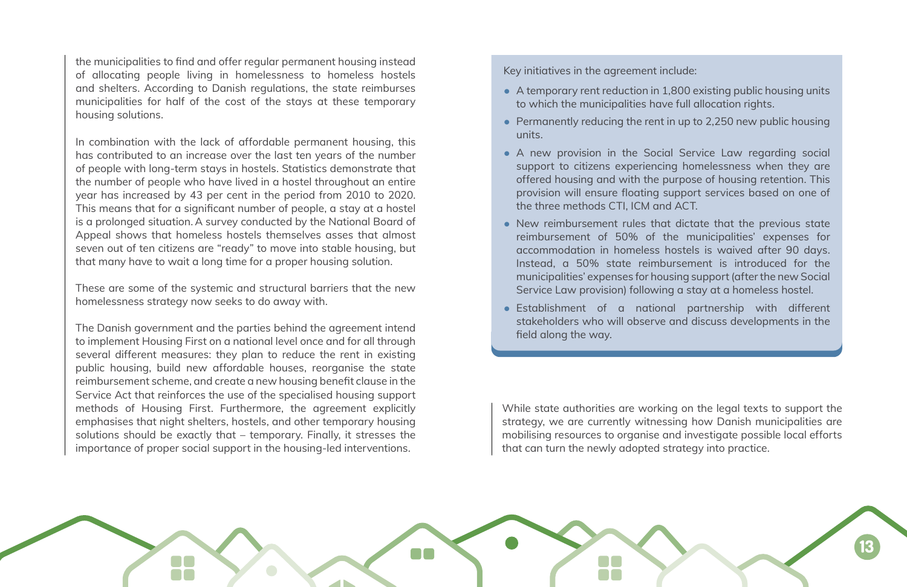the municipalities to find and offer regular permanent housing instead of allocating people living in homelessness to homeless hostels and shelters. According to Danish regulations, the state reimburses municipalities for half of the cost of the stays at these temporary housing solutions.

In combination with the lack of affordable permanent housing, this has contributed to an increase over the last ten years of the number of people with long-term stays in hostels. Statistics demonstrate that the number of people who have lived in a hostel throughout an entire year has increased by 43 per cent in the period from 2010 to 2020. This means that for a significant number of people, a stay at a hostel is a prolonged situation. A survey conducted by the National Board of Appeal shows that homeless hostels themselves asses that almost seven out of ten citizens are "ready" to move into stable housing, but that many have to wait a long time for a proper housing solution.

These are some of the systemic and structural barriers that the new homelessness strategy now seeks to do away with.

The Danish government and the parties behind the agreement intend to implement Housing First on a national level once and for all through several different measures: they plan to reduce the rent in existing public housing, build new affordable houses, reorganise the state reimbursement scheme, and create a new housing benefit clause in the Service Act that reinforces the use of the specialised housing support methods of Housing First. Furthermore, the agreement explicitly emphasises that night shelters, hostels, and other temporary housing solutions should be exactly that – temporary. Finally, it stresses the importance of proper social support in the housing-led interventions.

Key initiatives in the agreement include:

- A temporary rent reduction in 1,800 existing public housing units to which the municipalities have full allocation rights.
- Permanently reducing the rent in up to 2,250 new public housing units.
- A new provision in the Social Service Law regarding social support to citizens experiencing homelessness when they are offered housing and with the purpose of housing retention. This provision will ensure floating support services based on one of the three methods CTI, ICM and ACT.
- New reimbursement rules that dictate that the previous state reimbursement of 50% of the municipalities' expenses for accommodation in homeless hostels is waived after 90 days. Instead, a 50% state reimbursement is introduced for the municipalities' expenses for housing support (after the new Social Service Law provision) following a stay at a homeless hostel.
- Establishment of a national partnership with different stakeholders who will observe and discuss developments in the field along the way.

While state authorities are working on the legal texts to support the strategy, we are currently witnessing how Danish municipalities are mobilising resources to organise and investigate possible local efforts that can turn the newly adopted strategy into practice.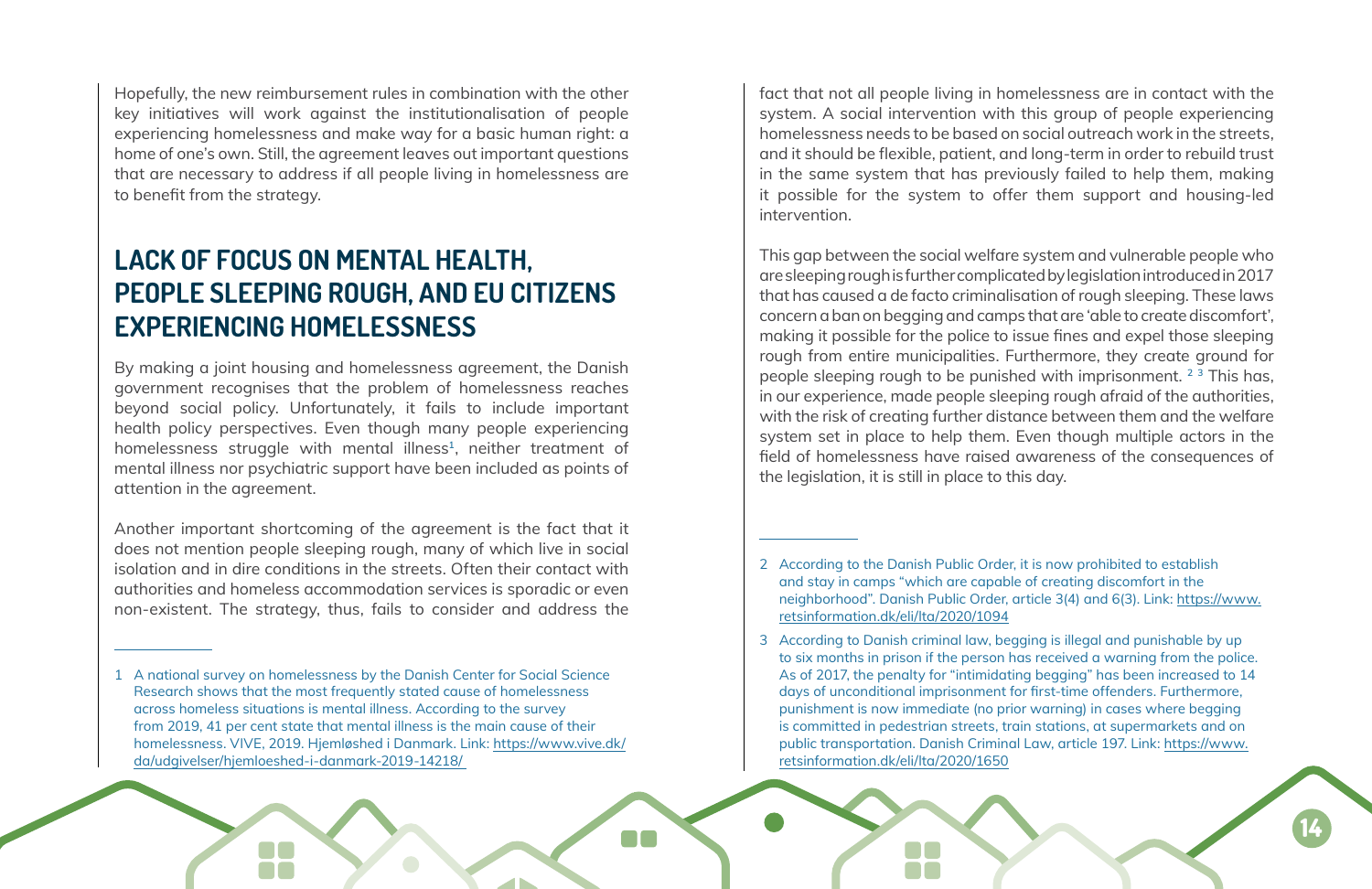Hopefully, the new reimbursement rules in combination with the other key initiatives will work against the institutionalisation of people experiencing homelessness and make way for a basic human right: a home of one's own. Still, the agreement leaves out important questions that are necessary to address if all people living in homelessness are to benefit from the strategy.

## LACK OF FOCUS ON MENTAL HEALTH, PEOPLE SLEEPING ROUGH, AND EU CITIZENS EXPERIENCING HOMELESSNESS

By making a joint housing and homelessness agreement, the Danish government recognises that the problem of homelessness reaches beyond social policy. Unfortunately, it fails to include important health policy perspectives. Even though many people experiencing homelessness struggle with mental illness[1], neither treatment of mental illness nor psychiatric support have been included as points of attention in the agreement.

Another important shortcoming of the agreement is the fact that it does not mention people sleeping rough, many of which live in social isolation and in dire conditions in the streets. Often their contact with authorities and homeless accommodation services is sporadic or even non-existent. The strategy, thus, fails to consider and address the fact that not all people living in homelessness are in contact with the system. A social intervention with this group of people experiencing homelessness needs to be based on social outreach work in the streets, and it should be flexible, patient, and long-term in order to rebuild trust in the same system that has previously failed to help them, making it possible for the system to offer them support and housing-led intervention.

This gap between the social welfare system and vulnerable people who are sleeping rough is further complicated by legislation introduced in 2017 that has caused a de facto criminalisation of rough sleeping. These laws concern a ban on begging and camps that are 'able to create discomfort', making it possible for the police to issue fines and expel those sleeping rough from entire municipalities. Furthermore, they create ground for people sleeping rough to be punished with imprisonment. [2] [3] This has, in our experience, made people sleeping rough afraid of the authorities, with the risk of creating further distance between them and the welfare system set in place to help them. Even though multiple actors in the field of homelessness have raised awareness of the consequences of the legislation, it is still in place to this day.

---

1 A national survey on homelessness by the Danish Center for Social Science Research shows that the most frequently stated cause of homelessness across homeless situations is mental illness. According to the survey from 2019, 41 per cent state that mental illness is the main cause of their homelessness. VIVE, 2019. Hjemløshed i Danmark. Link: https://www.vive.dk/da/udgivelser/hjemloeshed-i-danmark-2019-14218/

2 According to the Danish Public Order, it is now prohibited to establish and stay in camps "which are capable of creating discomfort in the neighborhood". Danish Public Order, article 3(4) and 6(3). Link: https://www.retsinformation.dk/eli/lta/2020/1094

3 According to Danish criminal law, begging is illegal and punishable by up to six months in prison if the person has received a warning from the police. As of 2017, the penalty for "intimidating begging" has been increased to 14 days of unconditional imprisonment for first-time offenders. Furthermore, punishment is now immediate (no prior warning) in cases where begging is committed in pedestrian streets, train stations, at supermarkets and on public transportation. Danish Criminal Law, article 197. Link: https://www.retsinformation.dk/eli/lta/2020/1650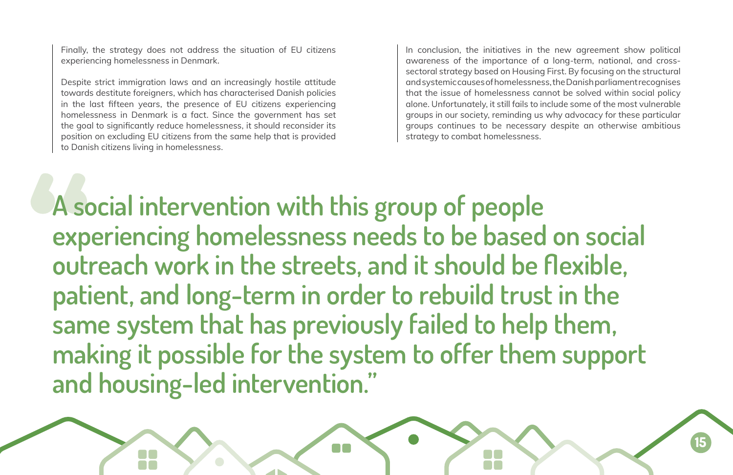Finally, the strategy does not address the situation of EU citizens experiencing homelessness in Denmark.

Despite strict immigration laws and an increasingly hostile attitude towards destitute foreigners, which has characterised Danish policies in the last fifteen years, the presence of EU citizens experiencing homelessness in Denmark is a fact. Since the government has set the goal to significantly reduce homelessness, it should reconsider its position on excluding EU citizens from the same help that is provided to Danish citizens living in homelessness.

In conclusion, the initiatives in the new agreement show political awareness of the importance of a long-term, national, and cross-sectoral strategy based on Housing First. By focusing on the structural and systemic causes of homelessness, the Danish parliament recognises that the issue of homelessness cannot be solved within social policy alone. Unfortunately, it still fails to include some of the most vulnerable groups in our society, reminding us why advocacy for these particular groups continues to be necessary despite an otherwise ambitious strategy to combat homelessness.

> **"A social intervention with this group of people experiencing homelessness needs to be based on social outreach work in the streets, and it should be flexible, patient, and long-term in order to rebuild trust in the same system that has previously failed to help them, making it possible for the system to offer them support and housing-led intervention."**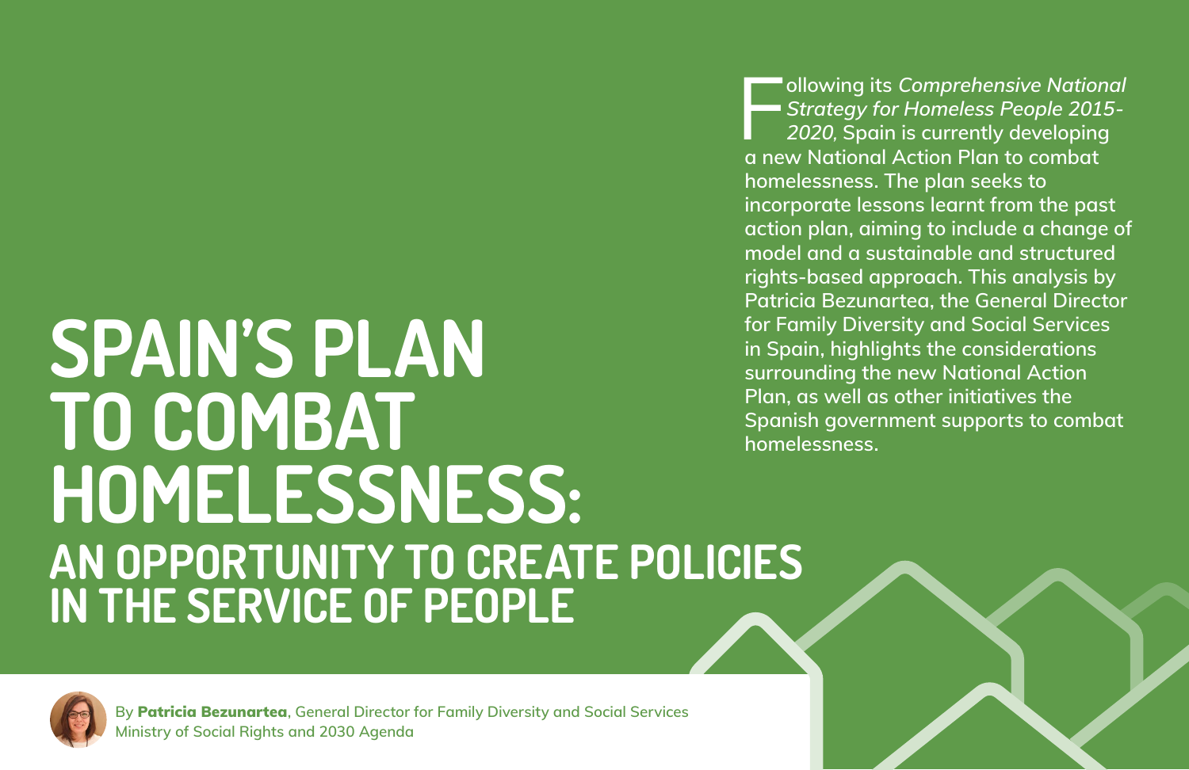# SPAIN'S PLAN TO COMBAT HOMELESSNESS:

## AN OPPORTUNITY TO CREATE POLICIES IN THE SERVICE OF PEOPLE

**Following its *Comprehensive National Strategy for Homeless People 2015-2020,* Spain is currently developing a new National Action Plan to combat homelessness. The plan seeks to incorporate lessons learnt from the past action plan, aiming to include a change of model and a sustainable and structured rights-based approach. This analysis by Patricia Bezunartea, the General Director for Family Diversity and Social Services in Spain, highlights the considerations surrounding the new National Action Plan, as well as other initiatives the Spanish government supports to combat homelessness.**

By **Patricia Bezunartea**, General Director for Family Diversity and Social Services
Ministry of Social Rights and 2030 Agenda